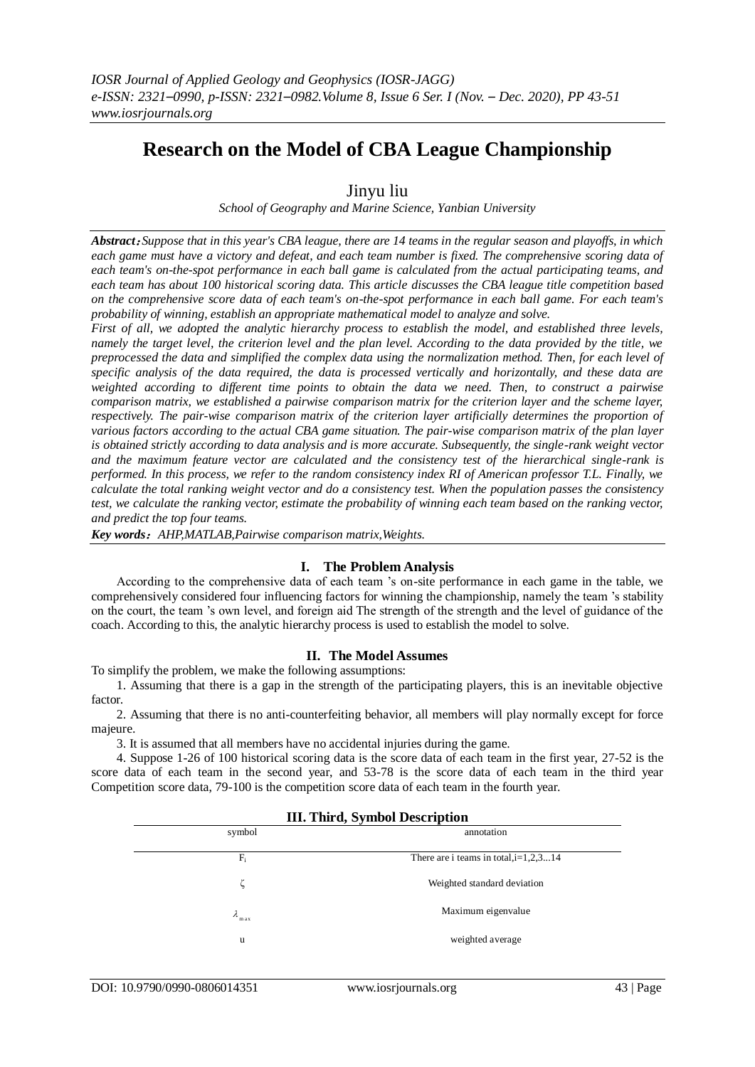# Research on the Model of CBA League Championship

Jinyu liu

*School of Geography and Marine Science, Yanbian University*

***Abstract**：Suppose that in this year's CBA league, there are 14 teams in the regular season and playoffs, in which each game must have a victory and defeat, and each team number is fixed. The comprehensive scoring data of each team's on-the-spot performance in each ball game is calculated from the actual participating teams, and each team has about 100 historical scoring data. This article discusses the CBA league title competition based on the comprehensive score data of each team's on-the-spot performance in each ball game. For each team's probability of winning, establish an appropriate mathematical model to analyze and solve.*

*First of all, we adopted the analytic hierarchy process to establish the model, and established three levels, namely the target level, the criterion level and the plan level. According to the data provided by the title, we preprocessed the data and simplified the complex data using the normalization method. Then, for each level of specific analysis of the data required, the data is processed vertically and horizontally, and these data are weighted according to different time points to obtain the data we need. Then, to construct a pairwise comparison matrix, we established a pairwise comparison matrix for the criterion layer and the scheme layer, respectively. The pair-wise comparison matrix of the criterion layer artificially determines the proportion of various factors according to the actual CBA game situation. The pair-wise comparison matrix of the plan layer is obtained strictly according to data analysis and is more accurate. Subsequently, the single-rank weight vector and the maximum feature vector are calculated and the consistency test of the hierarchical single-rank is performed. In this process, we refer to the random consistency index RI of American professor T.L. Finally, we calculate the total ranking weight vector and do a consistency test. When the population passes the consistency test, we calculate the ranking vector, estimate the probability of winning each team based on the ranking vector, and predict the top four teams.*

***Key words**：AHP,MATLAB,Pairwise comparison matrix,Weights.*

## I. The Problem Analysis

According to the comprehensive data of each team 's on-site performance in each game in the table, we comprehensively considered four influencing factors for winning the championship, namely the team 's stability on the court, the team 's own level, and foreign aid The strength of the strength and the level of guidance of the coach. According to this, the analytic hierarchy process is used to establish the model to solve.

## II. The Model Assumes

To simplify the problem, we make the following assumptions:

1. Assuming that there is a gap in the strength of the participating players, this is an inevitable objective factor.
2. Assuming that there is no anti-counterfeiting behavior, all members will play normally except for force majeure.
3. It is assumed that all members have no accidental injuries during the game.
4. Suppose 1-26 of 100 historical scoring data is the score data of each team in the first year, 27-52 is the score data of each team in the second year, and 53-78 is the score data of each team in the third year Competition score data, 79-100 is the competition score data of each team in the fourth year.

## III. Third, Symbol Description

| symbol | annotation |
|---|---|
| $F_i$ | There are i teams in total,i=1,2,3...14 |
| $\zeta$ | Weighted standard deviation |
| $\lambda_{max}$ | Maximum eigenvalue |
| u | weighted average |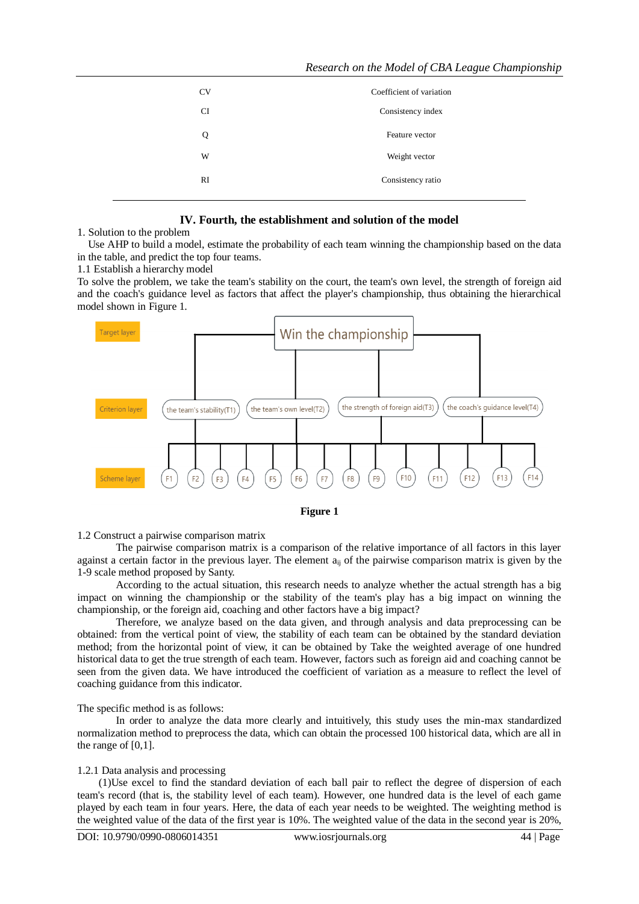| | |
|---|---|
| CV | Coefficient of variation |
| CI | Consistency index |
| Q | Feature vector |
| W | Weight vector |
| RI | Consistency ratio |

## IV. Fourth, the establishment and solution of the model

1. Solution to the problem

Use AHP to build a model, estimate the probability of each team winning the championship based on the data in the table, and predict the top four teams.

1.1 Establish a hierarchy model

To solve the problem, we take the team's stability on the court, the team's own level, the strength of foreign aid and the coach's guidance level as factors that affect the player's championship, thus obtaining the hierarchical model shown in Figure 1.

Target layer: Win the championship

Criterion layer: the team's stability(T1), the team's own level(T2), the strength of foreign aid(T3), the coach's guidance level(T4)

Scheme layer: F1, F2, F3, F4, F5, F6, F7, F8, F9, F10, F11, F12, F13, F14

**Figure 1**

1.2 Construct a pairwise comparison matrix

The pairwise comparison matrix is a comparison of the relative importance of all factors in this layer against a certain factor in the previous layer. The element $a_{ij}$ of the pairwise comparison matrix is given by the 1-9 scale method proposed by Santy.

According to the actual situation, this research needs to analyze whether the actual strength has a big impact on winning the championship or the stability of the team's play has a big impact on winning the championship, or the foreign aid, coaching and other factors have a big impact?

Therefore, we analyze based on the data given, and through analysis and data preprocessing can be obtained: from the vertical point of view, the stability of each team can be obtained by the standard deviation method; from the horizontal point of view, it can be obtained by Take the weighted average of one hundred historical data to get the true strength of each team. However, factors such as foreign aid and coaching cannot be seen from the given data. We have introduced the coefficient of variation as a measure to reflect the level of coaching guidance from this indicator.

The specific method is as follows:

In order to analyze the data more clearly and intuitively, this study uses the min-max standardized normalization method to preprocess the data, which can obtain the processed 100 historical data, which are all in the range of [0,1].

1.2.1 Data analysis and processing

(1)Use excel to find the standard deviation of each ball pair to reflect the degree of dispersion of each team's record (that is, the stability level of each team). However, one hundred data is the level of each game played by each team in four years. Here, the data of each year needs to be weighted. The weighting method is the weighted value of the data of the first year is 10%. The weighted value of the data in the second year is 20%,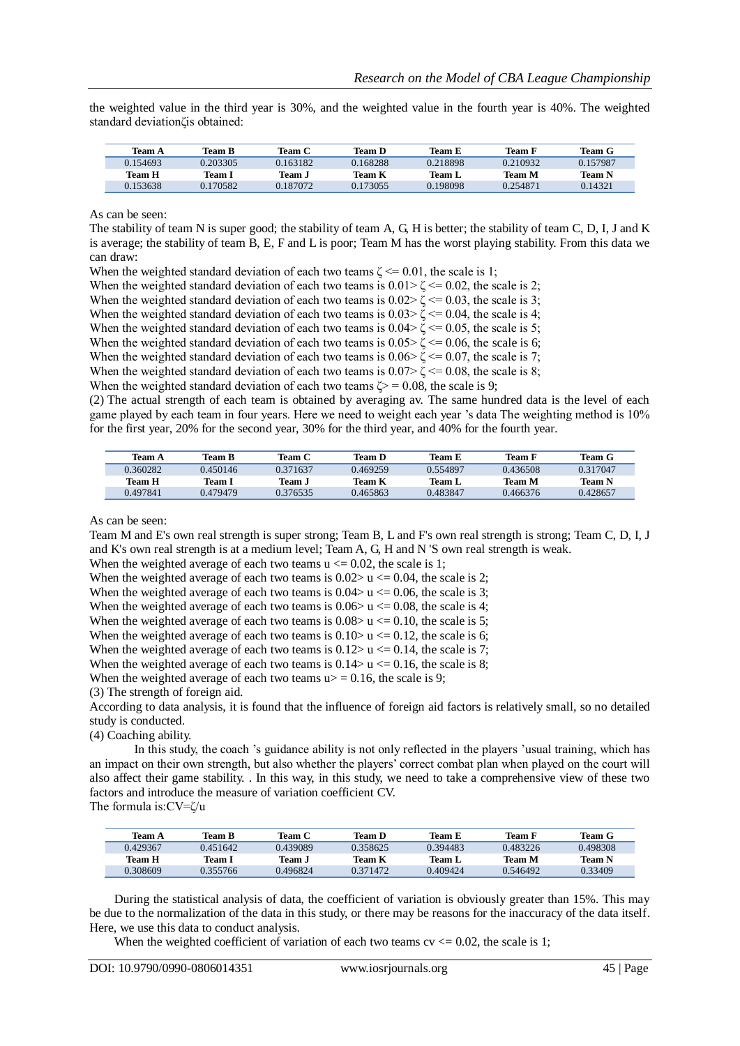the weighted value in the third year is 30%, and the weighted value in the fourth year is 40%. The weighted standard deviationζis obtained:

| Team A | Team B | Team C | Team D | Team E | Team F | Team G |
|---|---|---|---|---|---|---|
| 0.154693 | 0.203305 | 0.163182 | 0.168288 | 0.218898 | 0.210932 | 0.157987 |
| **Team H** | **Team I** | **Team J** | **Team K** | **Team L** | **Team M** | **Team N** |
| 0.153638 | 0.170582 | 0.187072 | 0.173055 | 0.198098 | 0.254871 | 0.14321 |

As can be seen:

The stability of team N is super good; the stability of team A, G, H is better; the stability of team C, D, I, J and K is average; the stability of team B, E, F and L is poor; Team M has the worst playing stability. From this data we can draw:

When the weighted standard deviation of each two teams $\zeta <= 0.01$, the scale is 1;
When the weighted standard deviation of each two teams is $0.01> \zeta <= 0.02$, the scale is 2;
When the weighted standard deviation of each two teams is $0.02> \zeta <= 0.03$, the scale is 3;
When the weighted standard deviation of each two teams is $0.03> \zeta <= 0.04$, the scale is 4;
When the weighted standard deviation of each two teams is $0.04> \zeta <= 0.05$, the scale is 5;
When the weighted standard deviation of each two teams is $0.05> \zeta <= 0.06$, the scale is 6;
When the weighted standard deviation of each two teams is $0.06> \zeta <= 0.07$, the scale is 7;
When the weighted standard deviation of each two teams is $0.07> \zeta <= 0.08$, the scale is 8;
When the weighted standard deviation of each two teams $\zeta> = 0.08$, the scale is 9;

(2) The actual strength of each team is obtained by averaging av. The same hundred data is the level of each game played by each team in four years. Here we need to weight each year 's data The weighting method is 10% for the first year, 20% for the second year, 30% for the third year, and 40% for the fourth year.

| Team A | Team B | Team C | Team D | Team E | Team F | Team G |
|---|---|---|---|---|---|---|
| 0.360282 | 0.450146 | 0.371637 | 0.469259 | 0.554897 | 0.436508 | 0.317047 |
| **Team H** | **Team I** | **Team J** | **Team K** | **Team L** | **Team M** | **Team N** |
| 0.497841 | 0.479479 | 0.376535 | 0.465863 | 0.483847 | 0.466376 | 0.428657 |

As can be seen:

Team M and E's own real strength is super strong; Team B, L and F's own real strength is strong; Team C, D, I, J and K's own real strength is at a medium level; Team A, G, H and N 'S own real strength is weak.

When the weighted average of each two teams $u <= 0.02$, the scale is 1;
When the weighted average of each two teams is $0.02> u <= 0.04$, the scale is 2;
When the weighted average of each two teams is $0.04> u <= 0.06$, the scale is 3;
When the weighted average of each two teams is $0.06> u <= 0.08$, the scale is 4;
When the weighted average of each two teams is $0.08> u <= 0.10$, the scale is 5;
When the weighted average of each two teams is $0.10> u <= 0.12$, the scale is 6;
When the weighted average of each two teams is $0.12> u <= 0.14$, the scale is 7;
When the weighted average of each two teams is $0.14> u <= 0.16$, the scale is 8;
When the weighted average of each two teams $u> = 0.16$, the scale is 9;

(3) The strength of foreign aid.

According to data analysis, it is found that the influence of foreign aid factors is relatively small, so no detailed study is conducted.

(4) Coaching ability.

In this study, the coach 's guidance ability is not only reflected in the players 'usual training, which has an impact on their own strength, but also whether the players' correct combat plan when played on the court will also affect their game stability. . In this way, in this study, we need to take a comprehensive view of these two factors and introduce the measure of variation coefficient CV.

The formula is:$CV=\zeta/u$

| Team A | Team B | Team C | Team D | Team E | Team F | Team G |
|---|---|---|---|---|---|---|
| 0.429367 | 0.451642 | 0.439089 | 0.358625 | 0.394483 | 0.483226 | 0.498308 |
| **Team H** | **Team I** | **Team J** | **Team K** | **Team L** | **Team M** | **Team N** |
| 0.308609 | 0.355766 | 0.496824 | 0.371472 | 0.409424 | 0.546492 | 0.33409 |

During the statistical analysis of data, the coefficient of variation is obviously greater than 15%. This may be due to the normalization of the data in this study, or there may be reasons for the inaccuracy of the data itself. Here, we use this data to conduct analysis.

When the weighted coefficient of variation of each two teams $cv <= 0.02$, the scale is 1;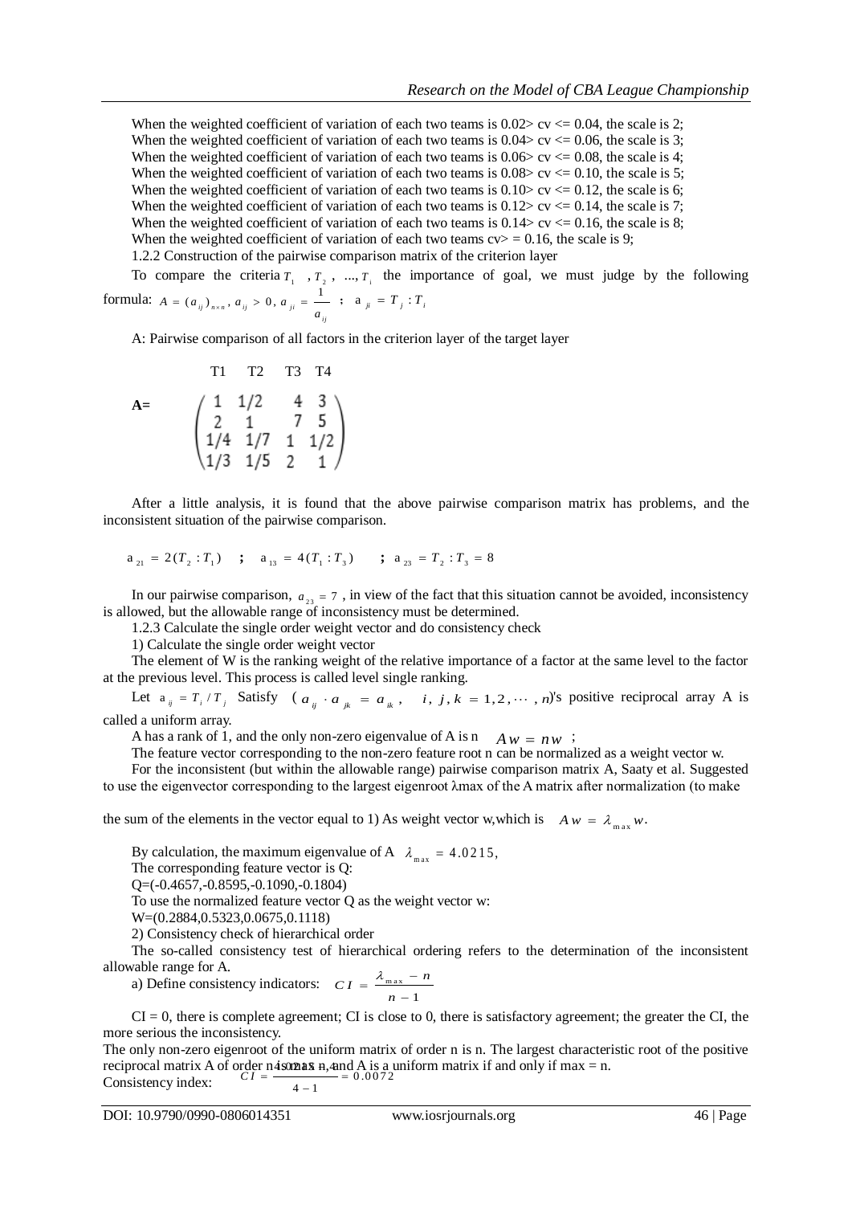When the weighted coefficient of variation of each two teams is $0.02 > cv <= 0.04$, the scale is 2;
When the weighted coefficient of variation of each two teams is $0.04 > cv <= 0.06$, the scale is 3;
When the weighted coefficient of variation of each two teams is $0.06 > cv <= 0.08$, the scale is 4;
When the weighted coefficient of variation of each two teams is $0.08 > cv <= 0.10$, the scale is 5;
When the weighted coefficient of variation of each two teams is $0.10 > cv <= 0.12$, the scale is 6;
When the weighted coefficient of variation of each two teams is $0.12 > cv <= 0.14$, the scale is 7;
When the weighted coefficient of variation of each two teams is $0.14 > cv <= 0.16$, the scale is 8;
When the weighted coefficient of variation of each two teams $cv >= 0.16$, the scale is 9;

1.2.2 Construction of the pairwise comparison matrix of the criterion layer

To compare the criteria $T_1$, $T_2$, ..., $T_i$ the importance of goal, we must judge by the following formula: $A = (a_{ij})_{n \times n},\ a_{ij} > 0,\ a_{ji} = \frac{1}{a_{ij}}$ ; $a_{ji} = T_j : T_i$

A: Pairwise comparison of all factors in the criterion layer of the target layer

$$\mathbf{A} = \begin{array}{c} \begin{matrix} T1 & T2 & T3 & T4 \end{matrix} \\ \begin{pmatrix} 1 & 1/2 & 4 & 3 \\ 2 & 1 & 7 & 5 \\ 1/4 & 1/7 & 1 & 1/2 \\ 1/3 & 1/5 & 2 & 1 \end{pmatrix} \end{array}$$

After a little analysis, it is found that the above pairwise comparison matrix has problems, and the inconsistent situation of the pairwise comparison.

$a_{21} = 2(T_2 : T_1)$ ; $a_{13} = 4(T_1 : T_3)$ ; $a_{23} = T_2 : T_3 = 8$

In our pairwise comparison, $a_{23} = 7$ , in view of the fact that this situation cannot be avoided, inconsistency is allowed, but the allowable range of inconsistency must be determined.

1.2.3 Calculate the single order weight vector and do consistency check

1) Calculate the single order weight vector

The element of W is the ranking weight of the relative importance of a factor at the same level to the factor at the previous level. This process is called level single ranking.

Let $a_{ij} = T_i / T_j$ Satisfy $(a_{ij} \cdot a_{jk} = a_{ik},\quad i, j, k = 1, 2, \cdots, n)$'s positive reciprocal array A is called a uniform array.

A has a rank of 1, and the only non-zero eigenvalue of A is n $Aw = nw$ ;

The feature vector corresponding to the non-zero feature root n can be normalized as a weight vector w.

For the inconsistent (but within the allowable range) pairwise comparison matrix A, Saaty et al. Suggested to use the eigenvector corresponding to the largest eigenroot λmax of the A matrix after normalization (to make the sum of the elements in the vector equal to 1) As weight vector w,which is $Aw = \lambda_{\max} w$.

By calculation, the maximum eigenvalue of A $\lambda_{\max} = 4.0215$,

The corresponding feature vector is Q:

Q=(-0.4657,-0.8595,-0.1090,-0.1804)

To use the normalized feature vector Q as the weight vector w:

W=(0.2884,0.5323,0.0675,0.1118)

2) Consistency check of hierarchical order

The so-called consistency test of hierarchical ordering refers to the determination of the inconsistent allowable range for A.

a) Define consistency indicators: $CI = \frac{\lambda_{\max} - n}{n - 1}$

CI = 0, there is complete agreement; CI is close to 0, there is satisfactory agreement; the greater the CI, the more serious the inconsistency.

The only non-zero eigenroot of the uniform matrix of order n is n. The largest characteristic root of the positive reciprocal matrix A of order n is max n, and A is a uniform matrix if and only if max = n.

Consistency index: $CI = \frac{4.0215 - 4}{4 - 1} = 0.0072$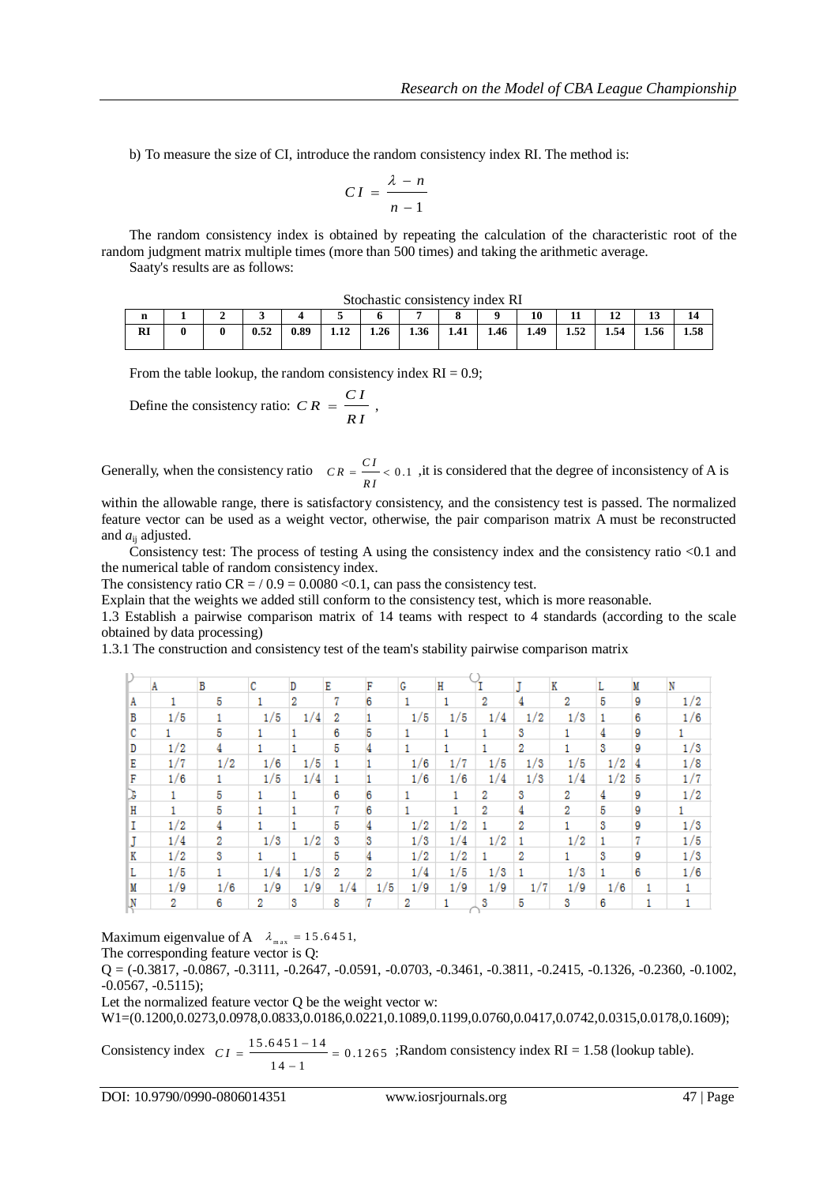b) To measure the size of CI, introduce the random consistency index RI. The method is:

$$CI = \frac{\lambda - n}{n-1}$$

The random consistency index is obtained by repeating the calculation of the characteristic root of the random judgment matrix multiple times (more than 500 times) and taking the arithmetic average.

Saaty's results are as follows:

Stochastic consistency index RI

| n | 1 | 2 | 3 | 4 | 5 | 6 | 7 | 8 | 9 | 10 | 11 | 12 | 13 | 14 |
|---|---|---|---|---|---|---|---|---|---|---|---|---|---|---|
| RI | 0 | 0 | 0.52 | 0.89 | 1.12 | 1.26 | 1.36 | 1.41 | 1.46 | 1.49 | 1.52 | 1.54 | 1.56 | 1.58 |

From the table lookup, the random consistency index RI = 0.9;

Define the consistency ratio: $CR = \frac{CI}{RI}$ ,

Generally, when the consistency ratio $CR = \frac{CI}{RI} < 0.1$ ,it is considered that the degree of inconsistency of A is within the allowable range, there is satisfactory consistency, and the consistency test is passed. The normalized feature vector can be used as a weight vector, otherwise, the pair comparison matrix A must be reconstructed and $a_{ij}$ adjusted.

Consistency test: The process of testing A using the consistency index and the consistency ratio <0.1 and the numerical table of random consistency index.

The consistency ratio CR = / 0.9 = 0.0080 <0.1, can pass the consistency test.

Explain that the weights we added still conform to the consistency test, which is more reasonable.

1.3 Establish a pairwise comparison matrix of 14 teams with respect to 4 standards (according to the scale obtained by data processing)

1.3.1 The construction and consistency test of the team's stability pairwise comparison matrix

| | A | B | C | D | E | F | G | H | I | J | K | L | M | N |
|---|---|---|---|---|---|---|---|---|---|---|---|---|---|---|
| A | 1 | 5 | 1 | 2 | 7 | 6 | 1 | 1 | 2 | 4 | 2 | 5 | 9 | 1/2 |
| B | 1/5 | 1 | 1/5 | 1/4 | 2 | 1 | 1/5 | 1/5 | 1/4 | 1/2 | 1/3 | 1 | 6 | 1/6 |
| C | 1 | 5 | 1 | 1 | 6 | 5 | 1 | 1 | 1 | 3 | 1 | 4 | 9 | 1 |
| D | 1/2 | 4 | 1 | 1 | 5 | 4 | 1 | 1 | 1 | 2 | 1 | 3 | 9 | 1/3 |
| E | 1/7 | 1/2 | 1/6 | 1/5 | 1 | 1 | 1/6 | 1/7 | 1/5 | 1/3 | 1/5 | 1/2 | 4 | 1/8 |
| F | 1/6 | 1 | 1/5 | 1/4 | 1 | 1 | 1/6 | 1/6 | 1/4 | 1/3 | 1/4 | 1/2 | 5 | 1/7 |
| G | 1 | 5 | 1 | 1 | 6 | 6 | 1 | 1 | 2 | 3 | 2 | 4 | 9 | 1/2 |
| H | 1 | 5 | 1 | 1 | 7 | 6 | 1 | 1 | 2 | 4 | 2 | 5 | 9 | 1 |
| I | 1/2 | 4 | 1 | 1 | 5 | 4 | 1/2 | 1/2 | 1 | 2 | 1 | 3 | 9 | 1/3 |
| J | 1/4 | 2 | 1/3 | 1/2 | 3 | 3 | 1/3 | 1/4 | 1/2 | 1 | 1/2 | 1 | 7 | 1/5 |
| K | 1/2 | 3 | 1 | 1 | 5 | 4 | 1/2 | 1/2 | 1 | 2 | 1 | 3 | 9 | 1/3 |
| L | 1/5 | 1 | 1/4 | 1/3 | 2 | 2 | 1/4 | 1/5 | 1/3 | 1 | 1/3 | 1 | 6 | 1/6 |
| M | 1/9 | 1/6 | 1/9 | 1/9 | 1/4 | 1/5 | 1/9 | 1/9 | 1/9 | 1/7 | 1/9 | 1/6 | 1 | 1 |
| N | 2 | 6 | 2 | 3 | 8 | 7 | 2 | 1 | 3 | 5 | 3 | 6 | 1 | 1 |

Maximum eigenvalue of A $\lambda_{max} = 15.6451$,

The corresponding feature vector is Q:

Q = (-0.3817, -0.0867, -0.3111, -0.2647, -0.0591, -0.0703, -0.3461, -0.3811, -0.2415, -0.1326, -0.2360, -0.1002, -0.0567, -0.5115);

Let the normalized feature vector Q be the weight vector w:

W1=(0.1200,0.0273,0.0978,0.0833,0.0186,0.0221,0.1089,0.1199,0.0760,0.0417,0.0742,0.0315,0.0178,0.1609);

Consistency index $CI = \frac{15.6451 - 14}{14 - 1} = 0.1265$ ;Random consistency index RI = 1.58 (lookup table).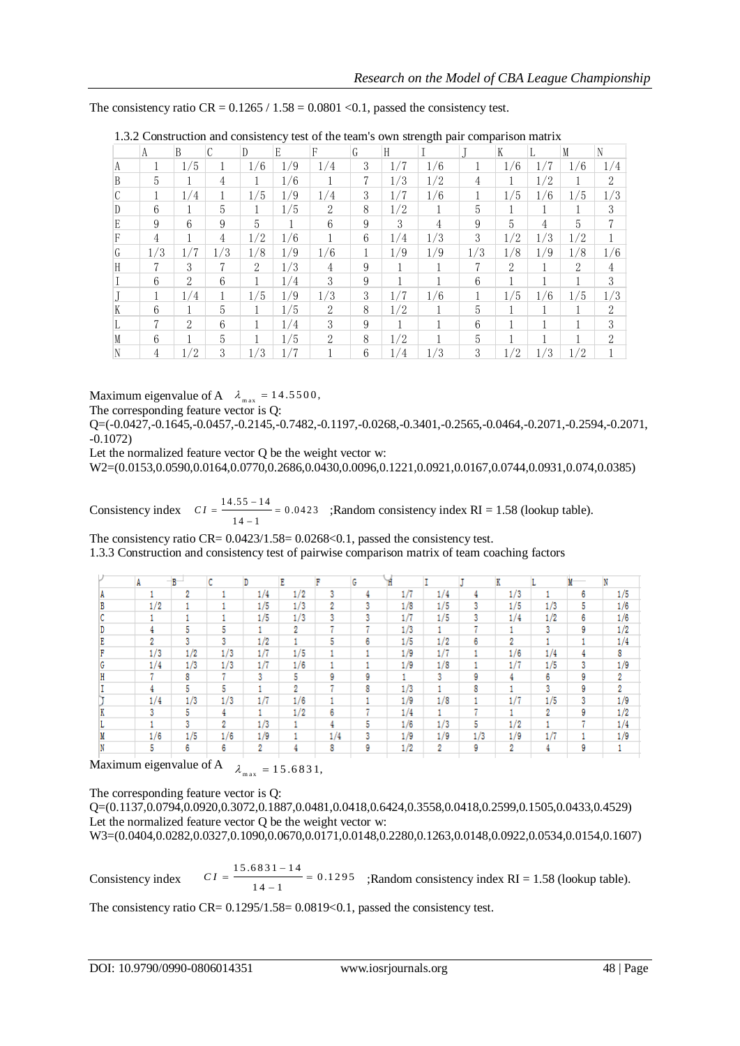The consistency ratio CR = 0.1265 / 1.58 = 0.0801 <0.1, passed the consistency test.

1.3.2 Construction and consistency test of the team's own strength pair comparison matrix

| | A | B | C | D | E | F | G | H | I | J | K | L | M | N |
|---|---|---|---|---|---|---|---|---|---|---|---|---|---|---|
| A | 1 | 1/5 | 1 | 1/6 | 1/9 | 1/4 | 3 | 1/7 | 1/6 | 1 | 1/6 | 1/7 | 1/6 | 1/4 |
| B | 5 | 1 | 4 | 1 | 1/6 | 1 | 7 | 1/3 | 1/2 | 4 | 1 | 1/2 | 1 | 2 |
| C | 1 | 1/4 | 1 | 1/5 | 1/9 | 1/4 | 3 | 1/7 | 1/6 | 1 | 1/5 | 1/6 | 1/5 | 1/3 |
| D | 6 | 1 | 5 | 1 | 1/5 | 2 | 8 | 1/2 | 1 | 5 | 1 | 1 | 1 | 3 |
| E | 9 | 6 | 9 | 5 | 1 | 6 | 9 | 3 | 4 | 9 | 5 | 4 | 5 | 7 |
| F | 4 | 1 | 4 | 1/2 | 1/6 | 1 | 6 | 1/4 | 1/3 | 3 | 1/2 | 1/3 | 1/2 | 1 |
| G | 1/3 | 1/7 | 1/3 | 1/8 | 1/9 | 1/6 | 1 | 1/9 | 1/9 | 1/3 | 1/8 | 1/9 | 1/8 | 1/6 |
| H | 7 | 3 | 7 | 2 | 1/3 | 4 | 9 | 1 | 1 | 7 | 2 | 1 | 2 | 4 |
| I | 6 | 2 | 6 | 1 | 1/4 | 3 | 9 | 1 | 1 | 6 | 1 | 1 | 1 | 3 |
| J | 1 | 1/4 | 1 | 1/5 | 1/9 | 1/3 | 3 | 1/7 | 1/6 | 1 | 1/5 | 1/6 | 1/5 | 1/3 |
| K | 6 | 1 | 5 | 1 | 1/5 | 2 | 8 | 1/2 | 1 | 5 | 1 | 1 | 1 | 2 |
| L | 7 | 2 | 6 | 1 | 1/4 | 3 | 9 | 1 | 1 | 6 | 1 | 1 | 1 | 3 |
| M | 6 | 1 | 5 | 1 | 1/5 | 2 | 8 | 1/2 | 1 | 5 | 1 | 1 | 1 | 2 |
| N | 4 | 1/2 | 3 | 1/3 | 1/7 | 1 | 6 | 1/4 | 1/3 | 3 | 1/2 | 1/3 | 1/2 | 1 |

Maximum eigenvalue of A $\lambda_{max} = 14.5500$,

The corresponding feature vector is Q:

Q=(-0.0427,-0.1645,-0.0457,-0.2145,-0.7482,-0.1197,-0.0268,-0.3401,-0.2565,-0.0464,-0.2071,-0.2594,-0.2071,-0.1072)

Let the normalized feature vector Q be the weight vector w:

W2=(0.0153,0.0590,0.0164,0.0770,0.2686,0.0430,0.0096,0.1221,0.0921,0.0167,0.0744,0.0931,0.074,0.0385)

Consistency index $CI = \frac{14.55-14}{14-1} = 0.0423$ ;Random consistency index RI = 1.58 (lookup table).

The consistency ratio CR= 0.0423/1.58= 0.0268<0.1, passed the consistency test.

1.3.3 Construction and consistency test of pairwise comparison matrix of team coaching factors

| | A | B | C | D | E | F | G | H | I | J | K | L | M | N |
|---|---|---|---|---|---|---|---|---|---|---|---|---|---|---|
| A | 1 | 2 | 1 | 1/4 | 1/2 | 3 | 4 | 1/7 | 1/4 | 4 | 1/3 | 1 | 6 | 1/5 |
| B | 1/2 | 1 | 1 | 1/5 | 1/3 | 2 | 3 | 1/8 | 1/5 | 3 | 1/5 | 1/3 | 5 | 1/6 |
| C | 1 | 1 | 1 | 1/5 | 1/3 | 3 | 3 | 1/7 | 1/5 | 3 | 1/4 | 1/2 | 6 | 1/6 |
| D | 4 | 5 | 5 | 1 | 2 | 7 | 7 | 1/3 | 1 | 7 | 1 | 3 | 9 | 1/2 |
| E | 2 | 3 | 3 | 1/2 | 1 | 5 | 6 | 1/5 | 1/2 | 6 | 2 | 1 | 1 | 1/4 |
| F | 1/3 | 1/2 | 1/3 | 1/7 | 1/5 | 1 | 1 | 1/9 | 1/7 | 1 | 1/6 | 1/4 | 4 | 8 |
| G | 1/4 | 1/3 | 1/3 | 1/7 | 1/6 | 1 | 1 | 1/9 | 1/8 | 1 | 1/7 | 1/5 | 3 | 1/9 |
| H | 7 | 8 | 7 | 3 | 5 | 9 | 9 | 1 | 3 | 9 | 4 | 6 | 9 | 2 |
| I | 4 | 5 | 5 | 1 | 2 | 7 | 8 | 1/3 | 1 | 8 | 1 | 3 | 9 | 2 |
| J | 1/4 | 1/3 | 1/3 | 1/7 | 1/6 | 1 | 1 | 1/9 | 1/8 | 1 | 1/7 | 1/5 | 3 | 1/9 |
| K | 3 | 5 | 4 | 1 | 1/2 | 6 | 7 | 1/4 | 1 | 7 | 1 | 2 | 9 | 1/2 |
| L | 1 | 3 | 2 | 1/3 | 1 | 4 | 5 | 1/6 | 1/3 | 5 | 1/2 | 1 | 7 | 1/4 |
| M | 1/6 | 1/5 | 1/6 | 1/9 | 1 | 1/4 | 3 | 1/9 | 1/9 | 1/3 | 1/9 | 1/7 | 1 | 1/9 |
| N | 5 | 6 | 6 | 2 | 4 | 8 | 9 | 1/2 | 2 | 9 | 2 | 4 | 9 | 1 |

Maximum eigenvalue of A $\lambda_{max} = 15.6831$,

The corresponding feature vector is Q:

Q=(0.1137,0.0794,0.0920,0.3072,0.1887,0.0481,0.0418,0.6424,0.3558,0.0418,0.2599,0.1505,0.0433,0.4529)

Let the normalized feature vector Q be the weight vector w:

W3=(0.0404,0.0282,0.0327,0.1090,0.0670,0.0171,0.0148,0.2280,0.1263,0.0148,0.0922,0.0534,0.0154,0.1607)

Consistency index $CI = \frac{15.6831-14}{14-1} = 0.1295$ ;Random consistency index RI = 1.58 (lookup table).

The consistency ratio CR= 0.1295/1.58= 0.0819<0.1, passed the consistency test.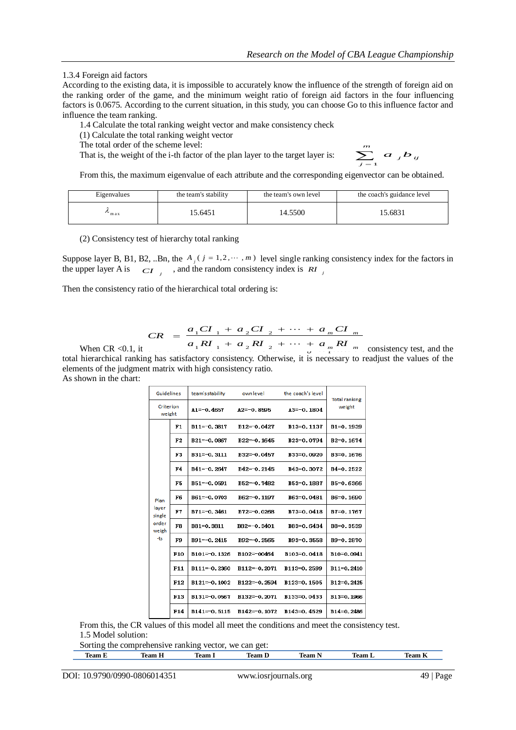1.3.4 Foreign aid factors

According to the existing data, it is impossible to accurately know the influence of the strength of foreign aid on the ranking order of the game, and the minimum weight ratio of foreign aid factors in the four influencing factors is 0.0675. According to the current situation, in this study, you can choose Go to this influence factor and influence the team ranking.

1.4 Calculate the total ranking weight vector and make consistency check

(1) Calculate the total ranking weight vector

The total order of the scheme level:

That is, the weight of the i-th factor of the plan layer to the target layer is: $\sum_{j=1}^{m} a_j b_{ij}$

From this, the maximum eigenvalue of each attribute and the corresponding eigenvector can be obtained.

| Eigenvalues | the team's stability | the team's own level | the coach's guidance level |
|---|---|---|---|
| $\lambda_{max}$ | 15.6451 | 14.5500 | 15.6831 |

(2) Consistency test of hierarchy total ranking

Suppose layer B, B1, B2, ..Bn, the $A_j(j=1,2,\cdots,m)$ level single ranking consistency index for the factors in the upper layer A is $CI_j$, and the random consistency index is $RI_j$

Then the consistency ratio of the hierarchical total ordering is:

$$CR = \frac{a_1 CI_1 + a_2 CI_2 + \cdots + a_m CI_m}{a_1 RI_1 + a_2 RI_2 + \cdots + a_m RI_m}$$

When CR <0.1, it consistency test, and the total hierarchical ranking has satisfactory consistency. Otherwise, it is necessary to readjust the values of the elements of the judgment matrix with high consistency ratio.

As shown in the chart:

| Guidelines | | team'sstability | own level | the coach's level | Total ranking weight |
|---|---|---|---|---|---|
| Criterion weight | | A1=-0.4657 | A2=-0.8595 | A3=-0.1804 | |
| Plan layer single order weights | F1 | B11=-0.3817 | B12=-0.0427 | B13=0.1137 | B1=0.1939 |
| | F2 | B21=-0.0867 | B22=-0.1645 | B23=0.0794 | B2=0.1674 |
| | F3 | B31=-0.3111 | B32=-0.0457 | B33=0.0920 | B3=0.1676 |
| | F4 | B41=-0.2647 | B42=-0.2145 | B43=0.3072 | B4=0.2522 |
| | F5 | B51=-0.0591 | B52=-0.7482 | B53=0.1887 | B5=0.6366 |
| | F6 | B61=-0.0703 | B62=-0.1197 | B63=0.0481 | B6=0.1690 |
| | F7 | B71=-0.3461 | B72=-0.0268 | B73=0.0418 | B7=0.1767 |
| | F8 | B81=0.3811 | B82=-0.3401 | B83=0.6434 | B8=0.3539 |
| | F9 | B91=-0.2415 | B92=-0.2565 | B93=0.3558 | B9=0.2870 |
| | F10 | B101=-0.1326 | B102=-00464 | B103=0.0418 | B10=0.0941 |
| | F11 | B111=-0.2360 | B112=-0.2071 | B113=0.2599 | B11=0.2410 |
| | F12 | B121=-0.1002 | B122=-0.2594 | B123=0.1505 | B12=0.2425 |
| | F13 | B131=-0.0567 | B132=-0.2071 | B133=0.0433 | B13=0.1966 |
| | F14 | B141=-0.5115 | B142=-0.1072 | B143=0.4529 | B14=0.2486 |

From this, the CR values of this model all meet the conditions and meet the consistency test.

1.5 Model solution:

Sorting the comprehensive ranking vector, we can get:

| Team E | Team H | Team I | Team D | Team N | Team L | Team K |
|---|---|---|---|---|---|---|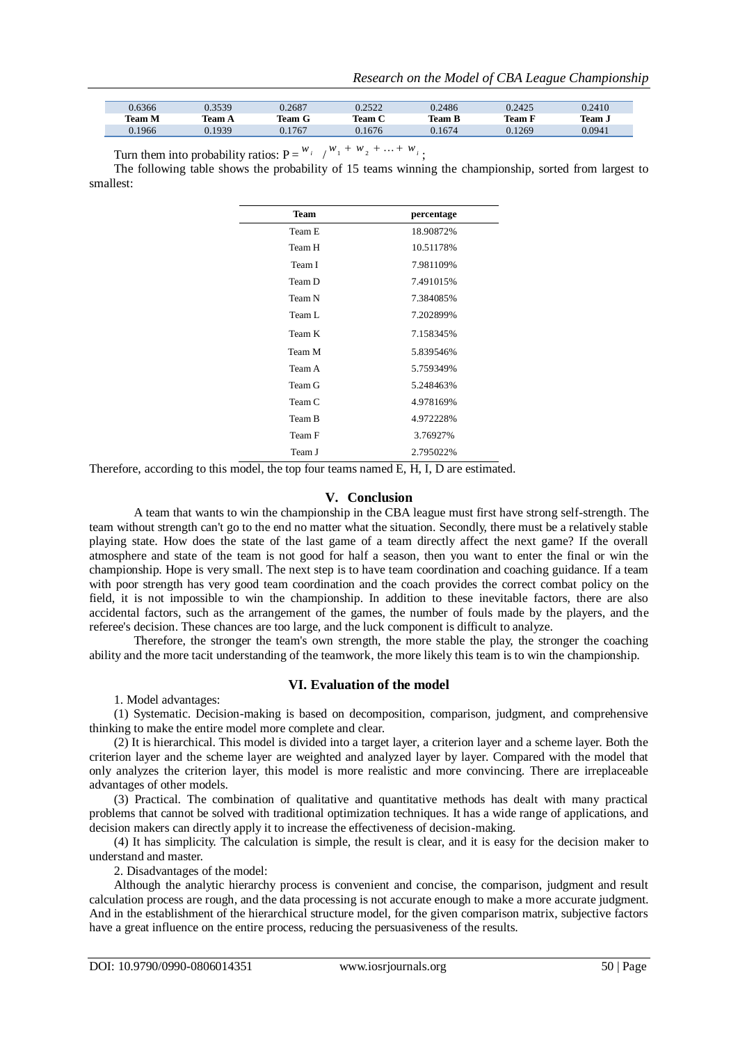| 0.6366 | 0.3539 | 0.2687 | 0.2522 | 0.2486 | 0.2425 | 0.2410 |
|---|---|---|---|---|---|---|
| **Team M** | **Team A** | **Team G** | **Team C** | **Team B** | **Team F** | **Team J** |
| 0.1966 | 0.1939 | 0.1767 | 0.1676 | 0.1674 | 0.1269 | 0.0941 |

Turn them into probability ratios: $P = w_i / w_1 + w_2 + \ldots + w_i$;

The following table shows the probability of 15 teams winning the championship, sorted from largest to smallest:

| Team | percentage |
|---|---|
| Team E | 18.90872% |
| Team H | 10.51178% |
| Team I | 7.981109% |
| Team D | 7.491015% |
| Team N | 7.384085% |
| Team L | 7.202899% |
| Team K | 7.158345% |
| Team M | 5.839546% |
| Team A | 5.759349% |
| Team G | 5.248463% |
| Team C | 4.978169% |
| Team B | 4.972228% |
| Team F | 3.76927% |
| Team J | 2.795022% |

Therefore, according to this model, the top four teams named E, H, I, D are estimated.

## V. Conclusion

A team that wants to win the championship in the CBA league must first have strong self-strength. The team without strength can't go to the end no matter what the situation. Secondly, there must be a relatively stable playing state. How does the state of the last game of a team directly affect the next game? If the overall atmosphere and state of the team is not good for half a season, then you want to enter the final or win the championship. Hope is very small. The next step is to have team coordination and coaching guidance. If a team with poor strength has very good team coordination and the coach provides the correct combat policy on the field, it is not impossible to win the championship. In addition to these inevitable factors, there are also accidental factors, such as the arrangement of the games, the number of fouls made by the players, and the referee's decision. These chances are too large, and the luck component is difficult to analyze.

Therefore, the stronger the team's own strength, the more stable the play, the stronger the coaching ability and the more tacit understanding of the teamwork, the more likely this team is to win the championship.

## VI. Evaluation of the model

1. Model advantages:

(1) Systematic. Decision-making is based on decomposition, comparison, judgment, and comprehensive thinking to make the entire model more complete and clear.

(2) It is hierarchical. This model is divided into a target layer, a criterion layer and a scheme layer. Both the criterion layer and the scheme layer are weighted and analyzed layer by layer. Compared with the model that only analyzes the criterion layer, this model is more realistic and more convincing. There are irreplaceable advantages of other models.

(3) Practical. The combination of qualitative and quantitative methods has dealt with many practical problems that cannot be solved with traditional optimization techniques. It has a wide range of applications, and decision makers can directly apply it to increase the effectiveness of decision-making.

(4) It has simplicity. The calculation is simple, the result is clear, and it is easy for the decision maker to understand and master.

2. Disadvantages of the model:

Although the analytic hierarchy process is convenient and concise, the comparison, judgment and result calculation process are rough, and the data processing is not accurate enough to make a more accurate judgment. And in the establishment of the hierarchical structure model, for the given comparison matrix, subjective factors have a great influence on the entire process, reducing the persuasiveness of the results.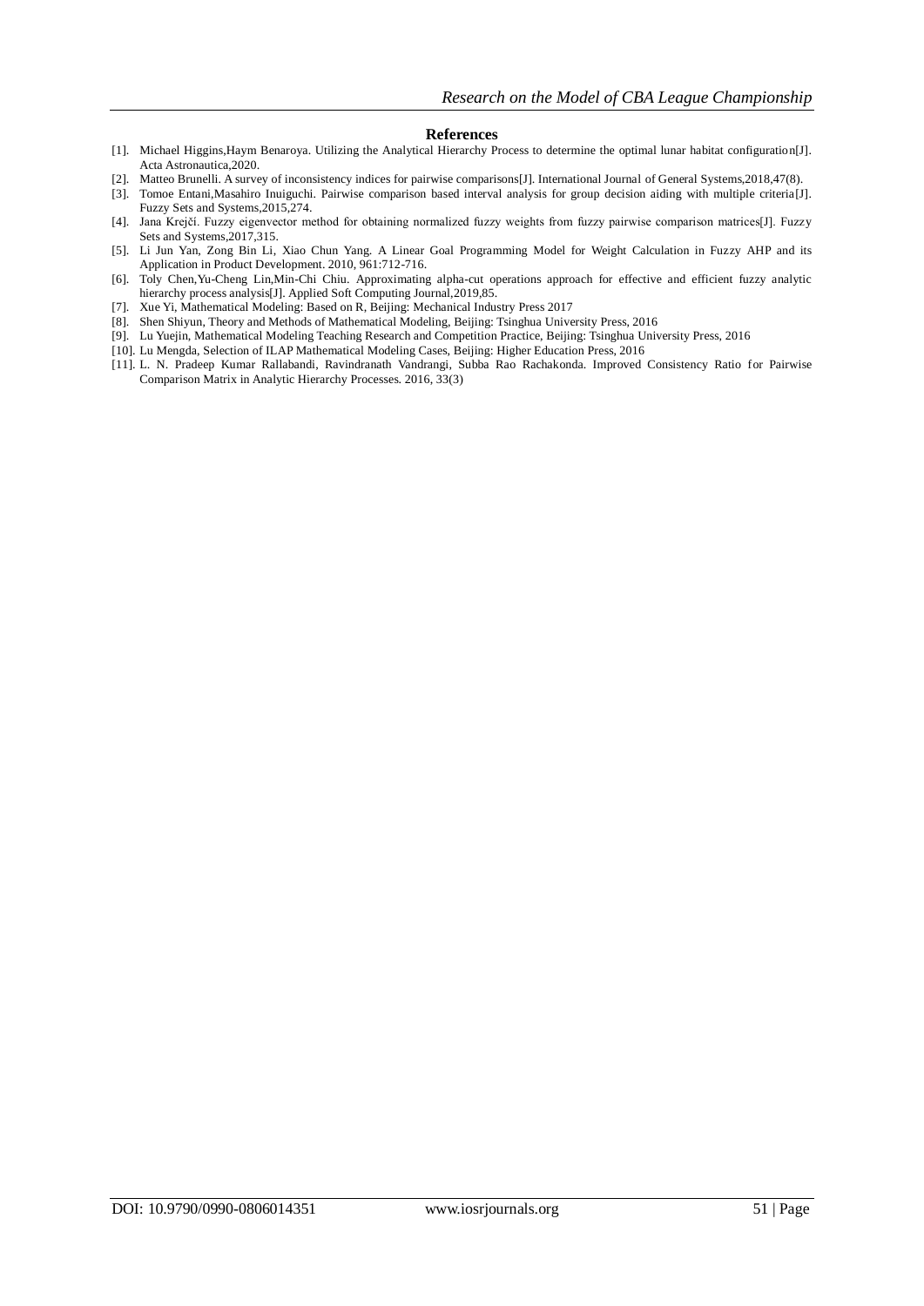## References

[1]. Michael Higgins,Haym Benaroya. Utilizing the Analytical Hierarchy Process to determine the optimal lunar habitat configuration[J]. Acta Astronautica,2020.

[2]. Matteo Brunelli. A survey of inconsistency indices for pairwise comparisons[J]. International Journal of General Systems,2018,47(8).

[3]. Tomoe Entani,Masahiro Inuiguchi. Pairwise comparison based interval analysis for group decision aiding with multiple criteria[J]. Fuzzy Sets and Systems,2015,274.

[4]. Jana Krejčí. Fuzzy eigenvector method for obtaining normalized fuzzy weights from fuzzy pairwise comparison matrices[J]. Fuzzy Sets and Systems,2017,315.

[5]. Li Jun Yan, Zong Bin Li, Xiao Chun Yang. A Linear Goal Programming Model for Weight Calculation in Fuzzy AHP and its Application in Product Development. 2010, 961:712-716.

[6]. Toly Chen,Yu-Cheng Lin,Min-Chi Chiu. Approximating alpha-cut operations approach for effective and efficient fuzzy analytic hierarchy process analysis[J]. Applied Soft Computing Journal,2019,85.

[7]. Xue Yi, Mathematical Modeling: Based on R, Beijing: Mechanical Industry Press 2017

[8]. Shen Shiyun, Theory and Methods of Mathematical Modeling, Beijing: Tsinghua University Press, 2016

[9]. Lu Yuejin, Mathematical Modeling Teaching Research and Competition Practice, Beijing: Tsinghua University Press, 2016

[10]. Lu Mengda, Selection of ILAP Mathematical Modeling Cases, Beijing: Higher Education Press, 2016

[11]. L. N. Pradeep Kumar Rallabandi, Ravindranath Vandrangi, Subba Rao Rachakonda. Improved Consistency Ratio for Pairwise Comparison Matrix in Analytic Hierarchy Processes. 2016, 33(3)